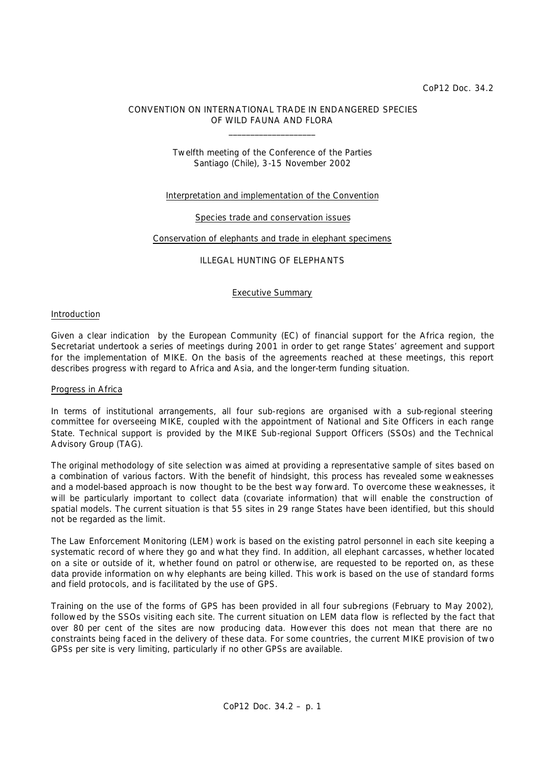CoP12 Doc. 34.2

CONVENTION ON INTERNATIONAL TRADE IN ENDANGERED SPECIES
OF WILD FAUNA AND FLORA

\_\_\_\_\_\_\_\_\_\_\_\_\_\_\_\_\_\_\_\_

Twelfth meeting of the Conference of the Parties
Santiago (Chile), 3-15 November 2002

Interpretation and implementation of the Convention

Species trade and conservation issues

Conservation of elephants and trade in elephant specimens

ILLEGAL HUNTING OF ELEPHANTS

## Executive Summary

### Introduction

Given a clear indication by the European Community (EC) of financial support for the Africa region, the Secretariat undertook a series of meetings during 2001 in order to get range States' agreement and support for the implementation of MIKE. On the basis of the agreements reached at these meetings, this report describes progress with regard to Africa and Asia, and the longer-term funding situation.

### Progress in Africa

In terms of institutional arrangements, all four sub-regions are organised with a sub-regional steering committee for overseeing MIKE, coupled with the appointment of National and Site Officers in each range State. Technical support is provided by the MIKE Sub-regional Support Officers (SSOs) and the Technical Advisory Group (TAG).

The original methodology of site selection was aimed at providing a representative sample of sites based on a combination of various factors. With the benefit of hindsight, this process has revealed some weaknesses and a model-based approach is now thought to be the best way forward. To overcome these weaknesses, it will be particularly important to collect data (covariate information) that will enable the construction of spatial models. The current situation is that 55 sites in 29 range States have been identified, but this should not be regarded as the limit.

The Law Enforcement Monitoring (LEM) work is based on the existing patrol personnel in each site keeping a systematic record of where they go and what they find. In addition, all elephant carcasses, whether located on a site or outside of it, whether found on patrol or otherwise, are requested to be reported on, as these data provide information on why elephants are being killed. This work is based on the use of standard forms and field protocols, and is facilitated by the use of GPS.

Training on the use of the forms of GPS has been provided in all four sub-regions (February to May 2002), followed by the SSOs visiting each site. The current situation on LEM data flow is reflected by the fact that over 80 per cent of the sites are now producing data. However this does not mean that there are no constraints being faced in the delivery of these data. For some countries, the current MIKE provision of two GPSs per site is very limiting, particularly if no other GPSs are available.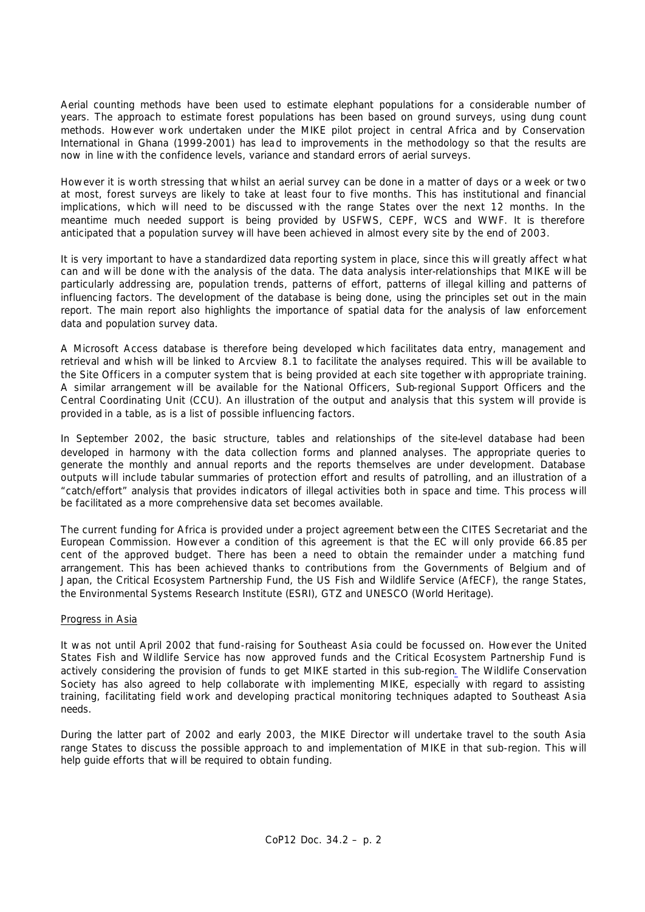Aerial counting methods have been used to estimate elephant populations for a considerable number of years. The approach to estimate forest populations has been based on ground surveys, using dung count methods. However work undertaken under the MIKE pilot project in central Africa and by Conservation International in Ghana (1999-2001) has lead to improvements in the methodology so that the results are now in line with the confidence levels, variance and standard errors of aerial surveys.

However it is worth stressing that whilst an aerial survey can be done in a matter of days or a week or two at most, forest surveys are likely to take at least four to five months. This has institutional and financial implications, which will need to be discussed with the range States over the next 12 months. In the meantime much needed support is being provided by USFWS, CEPF, WCS and WWF. It is therefore anticipated that a population survey will have been achieved in almost every site by the end of 2003.

It is very important to have a standardized data reporting system in place, since this will greatly affect what can and will be done with the analysis of the data. The data analysis inter-relationships that MIKE will be particularly addressing are, population trends, patterns of effort, patterns of illegal killing and patterns of influencing factors. The development of the database is being done, using the principles set out in the main report. The main report also highlights the importance of spatial data for the analysis of law enforcement data and population survey data.

A Microsoft Access database is therefore being developed which facilitates data entry, management and retrieval and whish will be linked to Arcview 8.1 to facilitate the analyses required. This will be available to the Site Officers in a computer system that is being provided at each site together with appropriate training. A similar arrangement will be available for the National Officers, Sub-regional Support Officers and the Central Coordinating Unit (CCU). An illustration of the output and analysis that this system will provide is provided in a table, as is a list of possible influencing factors.

In September 2002, the basic structure, tables and relationships of the site-level database had been developed in harmony with the data collection forms and planned analyses. The appropriate queries to generate the monthly and annual reports and the reports themselves are under development. Database outputs will include tabular summaries of protection effort and results of patrolling, and an illustration of a "catch/effort" analysis that provides indicators of illegal activities both in space and time. This process will be facilitated as a more comprehensive data set becomes available.

The current funding for Africa is provided under a project agreement between the CITES Secretariat and the European Commission. However a condition of this agreement is that the EC will only provide 66.85 per cent of the approved budget. There has been a need to obtain the remainder under a matching fund arrangement. This has been achieved thanks to contributions from the Governments of Belgium and of Japan, the Critical Ecosystem Partnership Fund, the US Fish and Wildlife Service (AfECF), the range States, the Environmental Systems Research Institute (ESRI), GTZ and UNESCO (World Heritage).

Progress in Asia

It was not until April 2002 that fund-raising for Southeast Asia could be focussed on. However the United States Fish and Wildlife Service has now approved funds and the Critical Ecosystem Partnership Fund is actively considering the provision of funds to get MIKE started in this sub-region. The Wildlife Conservation Society has also agreed to help collaborate with implementing MIKE, especially with regard to assisting training, facilitating field work and developing practical monitoring techniques adapted to Southeast Asia needs.

During the latter part of 2002 and early 2003, the MIKE Director will undertake travel to the south Asia range States to discuss the possible approach to and implementation of MIKE in that sub-region. This will help guide efforts that will be required to obtain funding.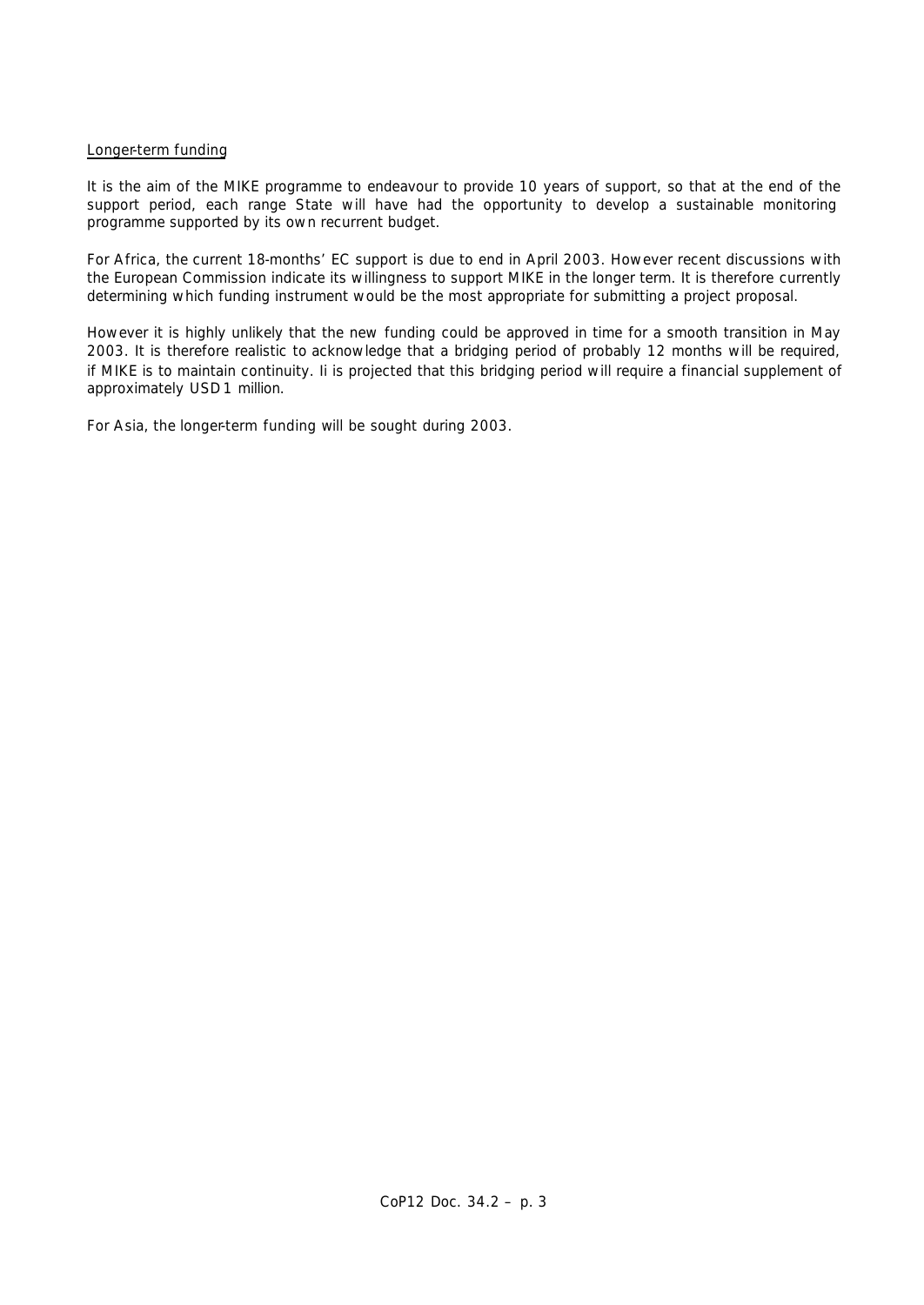Longer-term funding

It is the aim of the MIKE programme to endeavour to provide 10 years of support, so that at the end of the support period, each range State will have had the opportunity to develop a sustainable monitoring programme supported by its own recurrent budget.

For Africa, the current 18-months' EC support is due to end in April 2003. However recent discussions with the European Commission indicate its willingness to support MIKE in the longer term. It is therefore currently determining which funding instrument would be the most appropriate for submitting a project proposal.

However it is highly unlikely that the new funding could be approved in time for a smooth transition in May 2003. It is therefore realistic to acknowledge that a bridging period of probably 12 months will be required, if MIKE is to maintain continuity. Ii is projected that this bridging period will require a financial supplement of approximately USD 1 million.

For Asia, the longer-term funding will be sought during 2003.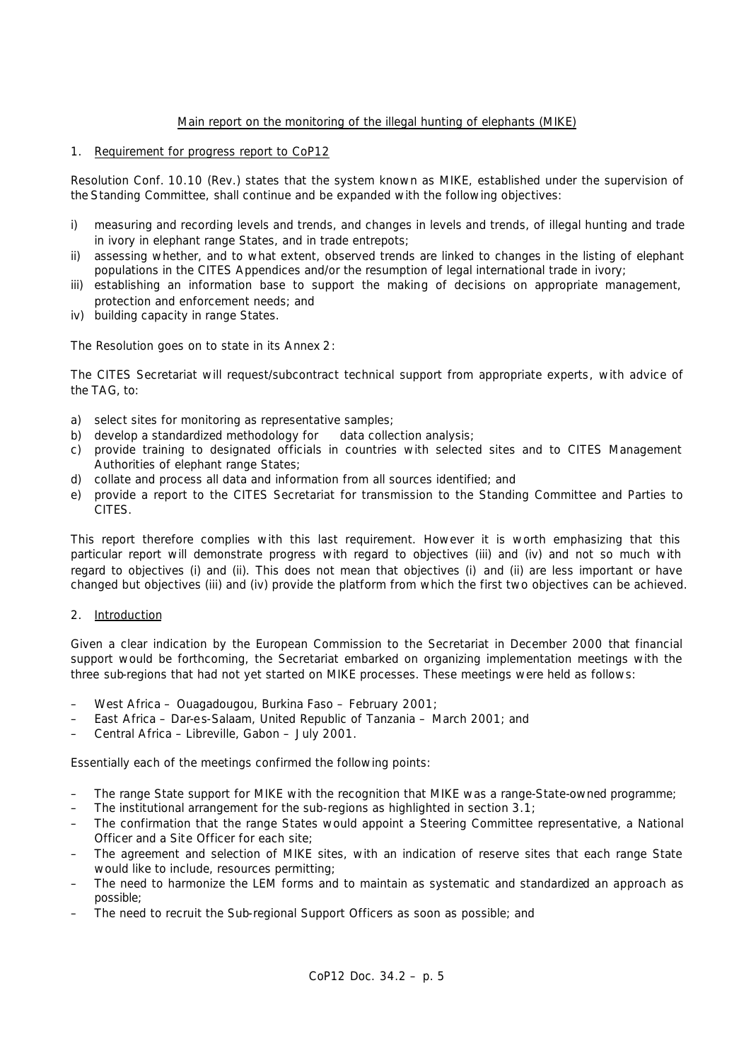## Main report on the monitoring of the illegal hunting of elephants (MIKE)

### 1. Requirement for progress report to CoP12

Resolution Conf. 10.10 (Rev.) states that the system known as MIKE, established under the supervision of the Standing Committee, shall continue and be expanded with the following objectives:

i) measuring and recording levels and trends, and changes in levels and trends, of illegal hunting and trade in ivory in elephant range States, and in trade entrepots;
ii) assessing whether, and to what extent, observed trends are linked to changes in the listing of elephant populations in the CITES Appendices and/or the resumption of legal international trade in ivory;
iii) establishing an information base to support the making of decisions on appropriate management, protection and enforcement needs; and
iv) building capacity in range States.

The Resolution goes on to state in its Annex 2:

The CITES Secretariat will request/subcontract technical support from appropriate experts, with advice of the TAG, to:

a) select sites for monitoring as representative samples;
b) develop a standardized methodology for data collection analysis;
c) provide training to designated officials in countries with selected sites and to CITES Management Authorities of elephant range States;
d) collate and process all data and information from all sources identified; and
e) provide a report to the CITES Secretariat for transmission to the Standing Committee and Parties to CITES.

This report therefore complies with this last requirement. However it is worth emphasizing that this particular report will demonstrate progress with regard to objectives (iii) and (iv) and not so much with regard to objectives (i) and (ii). This does not mean that objectives (i) and (ii) are less important or have changed but objectives (iii) and (iv) provide the platform from which the first two objectives can be achieved.

### 2. Introduction

Given a clear indication by the European Commission to the Secretariat in December 2000 that financial support would be forthcoming, the Secretariat embarked on organizing implementation meetings with the three sub-regions that had not yet started on MIKE processes. These meetings were held as follows:

– West Africa – Ouagadougou, Burkina Faso – February 2001;
– East Africa – Dar-es-Salaam, United Republic of Tanzania – March 2001; and
– Central Africa – Libreville, Gabon – July 2001.

Essentially each of the meetings confirmed the following points:

– The range State support for MIKE with the recognition that MIKE was a range-State-owned programme;
– The institutional arrangement for the sub-regions as highlighted in section 3.1;
– The confirmation that the range States would appoint a Steering Committee representative, a National Officer and a Site Officer for each site;
– The agreement and selection of MIKE sites, with an indication of reserve sites that each range State would like to include, resources permitting;
– The need to harmonize the LEM forms and to maintain as systematic and standardized an approach as possible;
– The need to recruit the Sub-regional Support Officers as soon as possible; and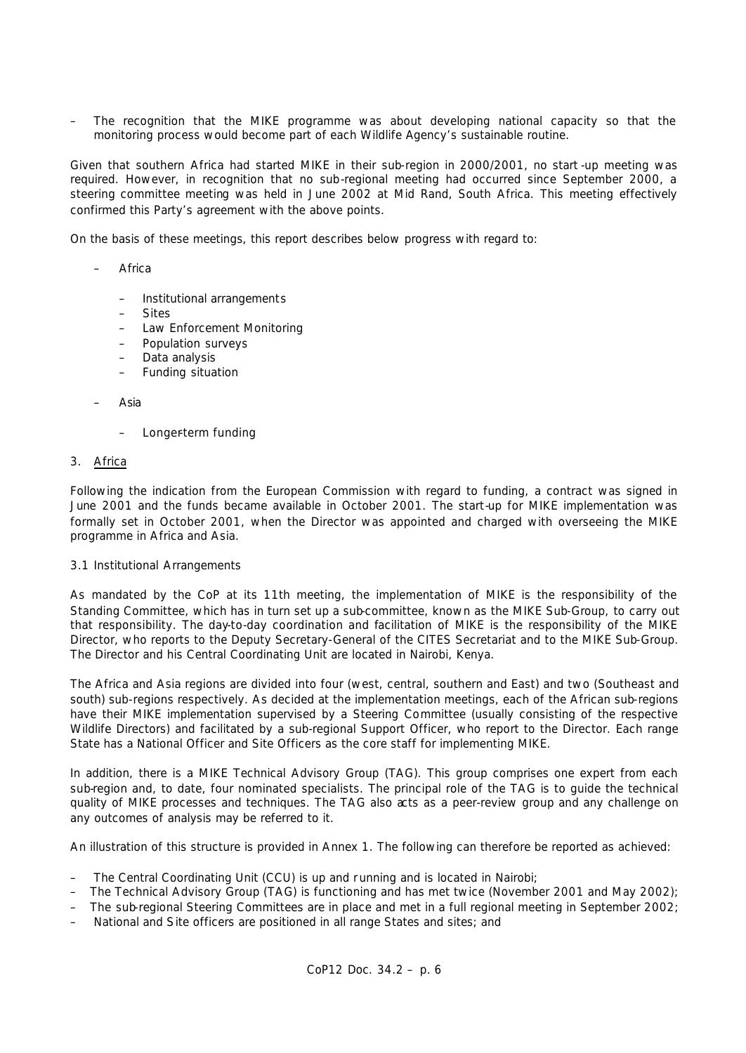– The recognition that the MIKE programme was about developing national capacity so that the monitoring process would become part of each Wildlife Agency's sustainable routine.

Given that southern Africa had started MIKE in their sub-region in 2000/2001, no start-up meeting was required. However, in recognition that no sub-regional meeting had occurred since September 2000, a steering committee meeting was held in June 2002 at Mid Rand, South Africa. This meeting effectively confirmed this Party's agreement with the above points.

On the basis of these meetings, this report describes below progress with regard to:

- Africa
  - Institutional arrangements
  - Sites
  - Law Enforcement Monitoring
  - Population surveys
  - Data analysis
  - Funding situation
- Asia
  - Longer-term funding

## 3. Africa

Following the indication from the European Commission with regard to funding, a contract was signed in June 2001 and the funds became available in October 2001. The start-up for MIKE implementation was formally set in October 2001, when the Director was appointed and charged with overseeing the MIKE programme in Africa and Asia.

### 3.1 Institutional Arrangements

As mandated by the CoP at its 11th meeting, the implementation of MIKE is the responsibility of the Standing Committee, which has in turn set up a sub-committee, known as the MIKE Sub-Group, to carry out that responsibility. The day-to-day coordination and facilitation of MIKE is the responsibility of the MIKE Director, who reports to the Deputy Secretary-General of the CITES Secretariat and to the MIKE Sub-Group. The Director and his Central Coordinating Unit are located in Nairobi, Kenya.

The Africa and Asia regions are divided into four (west, central, southern and East) and two (Southeast and south) sub-regions respectively. As decided at the implementation meetings, each of the African sub-regions have their MIKE implementation supervised by a Steering Committee (usually consisting of the respective Wildlife Directors) and facilitated by a sub-regional Support Officer, who report to the Director. Each range State has a National Officer and Site Officers as the core staff for implementing MIKE.

In addition, there is a MIKE Technical Advisory Group (TAG). This group comprises one expert from each sub-region and, to date, four nominated specialists. The principal role of the TAG is to guide the technical quality of MIKE processes and techniques. The TAG also acts as a peer-review group and any challenge on any outcomes of analysis may be referred to it.

An illustration of this structure is provided in Annex 1. The following can therefore be reported as achieved:

- The Central Coordinating Unit (CCU) is up and running and is located in Nairobi;
- The Technical Advisory Group (TAG) is functioning and has met twice (November 2001 and May 2002);
- The sub-regional Steering Committees are in place and met in a full regional meeting in September 2002;
- National and Site officers are positioned in all range States and sites; and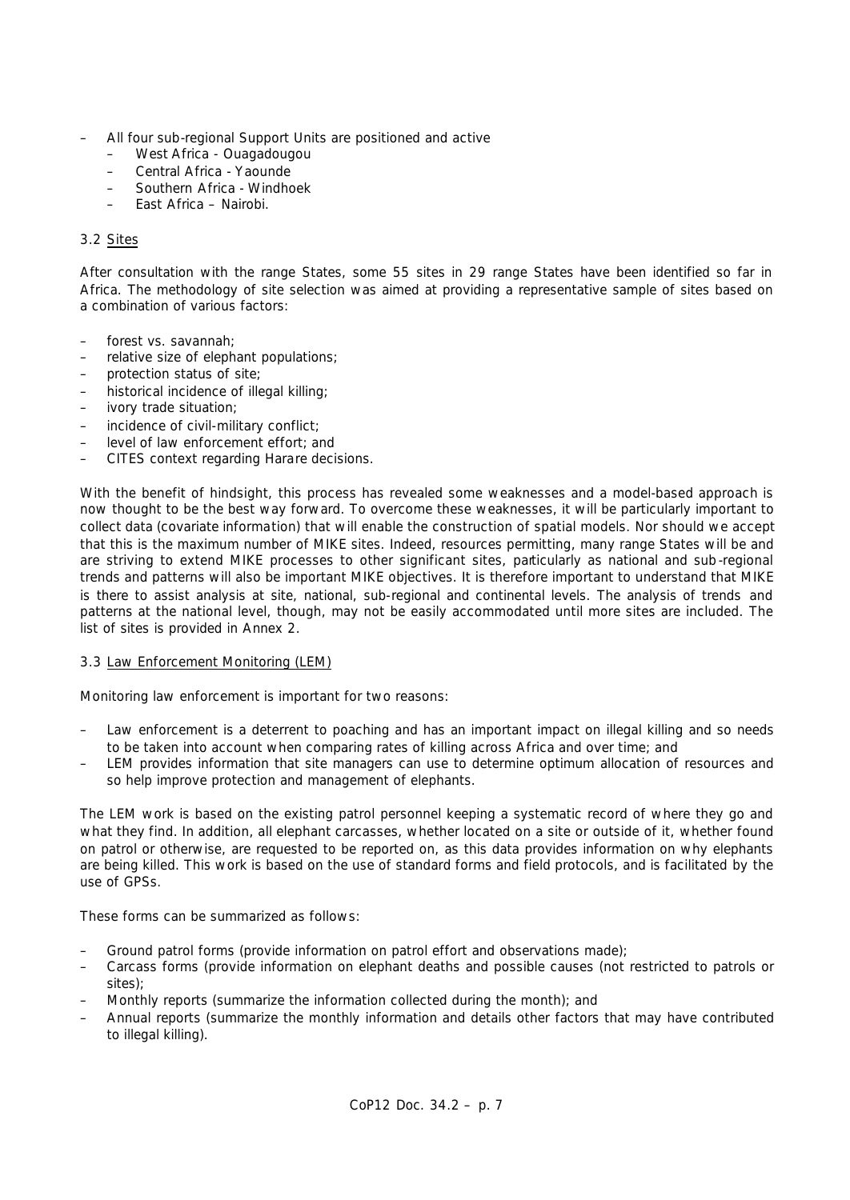- All four sub-regional Support Units are positioned and active
  - West Africa - Ouagadougou
  - Central Africa - Yaounde
  - Southern Africa - Windhoek
  - East Africa – Nairobi.

3.2 Sites

After consultation with the range States, some 55 sites in 29 range States have been identified so far in Africa. The methodology of site selection was aimed at providing a representative sample of sites based on a combination of various factors:

- forest vs. savannah;
- relative size of elephant populations;
- protection status of site;
- historical incidence of illegal killing;
- ivory trade situation;
- incidence of civil-military conflict;
- level of law enforcement effort; and
- CITES context regarding Harare decisions.

With the benefit of hindsight, this process has revealed some weaknesses and a model-based approach is now thought to be the best way forward. To overcome these weaknesses, it will be particularly important to collect data (covariate information) that will enable the construction of spatial models. Nor should we accept that this is the maximum number of MIKE sites. Indeed, resources permitting, many range States will be and are striving to extend MIKE processes to other significant sites, particularly as national and sub-regional trends and patterns will also be important MIKE objectives. It is therefore important to understand that MIKE is there to assist analysis at site, national, sub-regional and continental levels. The analysis of trends and patterns at the national level, though, may not be easily accommodated until more sites are included. The list of sites is provided in Annex 2.

3.3 Law Enforcement Monitoring (LEM)

Monitoring law enforcement is important for two reasons:

- Law enforcement is a deterrent to poaching and has an important impact on illegal killing and so needs to be taken into account when comparing rates of killing across Africa and over time; and
- LEM provides information that site managers can use to determine optimum allocation of resources and so help improve protection and management of elephants.

The LEM work is based on the existing patrol personnel keeping a systematic record of where they go and what they find. In addition, all elephant carcasses, whether located on a site or outside of it, whether found on patrol or otherwise, are requested to be reported on, as this data provides information on why elephants are being killed. This work is based on the use of standard forms and field protocols, and is facilitated by the use of GPSs.

These forms can be summarized as follows:

- Ground patrol forms (provide information on patrol effort and observations made);
- Carcass forms (provide information on elephant deaths and possible causes (not restricted to patrols or sites);
- Monthly reports (summarize the information collected during the month); and
- Annual reports (summarize the monthly information and details other factors that may have contributed to illegal killing).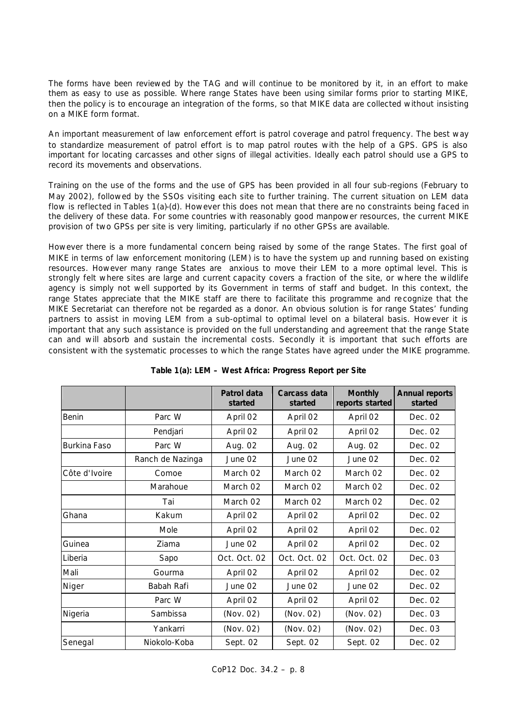The forms have been reviewed by the TAG and will continue to be monitored by it, in an effort to make them as easy to use as possible. Where range States have been using similar forms prior to starting MIKE, then the policy is to encourage an integration of the forms, so that MIKE data are collected without insisting on a MIKE form format.

An important measurement of law enforcement effort is patrol coverage and patrol frequency. The best way to standardize measurement of patrol effort is to map patrol routes with the help of a GPS. GPS is also important for locating carcasses and other signs of illegal activities. Ideally each patrol should use a GPS to record its movements and observations.

Training on the use of the forms and the use of GPS has been provided in all four sub-regions (February to May 2002), followed by the SSOs visiting each site to further training. The current situation on LEM data flow is reflected in Tables 1(a)-(d). However this does not mean that there are no constraints being faced in the delivery of these data. For some countries with reasonably good manpower resources, the current MIKE provision of two GPSs per site is very limiting, particularly if no other GPSs are available.

However there is a more fundamental concern being raised by some of the range States. The first goal of MIKE in terms of law enforcement monitoring (LEM) is to have the system up and running based on existing resources. However many range States are anxious to move their LEM to a more optimal level. This is strongly felt where sites are large and current capacity covers a fraction of the site, or where the wildlife agency is simply not well supported by its Government in terms of staff and budget. In this context, the range States appreciate that the MIKE staff are there to facilitate this programme and recognize that the MIKE Secretariat can therefore not be regarded as a donor. An obvious solution is for range States' funding partners to assist in moving LEM from a sub-optimal to optimal level on a bilateral basis. However it is important that any such assistance is provided on the full understanding and agreement that the range State can and will absorb and sustain the incremental costs. Secondly it is important that such efforts are consistent with the systematic processes to which the range States have agreed under the MIKE programme.

**Table 1(a): LEM – West Africa: Progress Report per Site**

| | | Patrol data started | Carcass data started | Monthly reports started | Annual reports started |
|---|---|---|---|---|---|
| Benin | Parc W | April 02 | April 02 | April 02 | Dec. 02 |
| | Pendjari | April 02 | April 02 | April 02 | Dec. 02 |
| Burkina Faso | Parc W | Aug. 02 | Aug. 02 | Aug. 02 | Dec. 02 |
| | Ranch de Nazinga | June 02 | June 02 | June 02 | Dec. 02 |
| Côte d'Ivoire | Comoe | March 02 | March 02 | March 02 | Dec. 02 |
| | Marahoue | March 02 | March 02 | March 02 | Dec. 02 |
| | Tai | March 02 | March 02 | March 02 | Dec. 02 |
| Ghana | Kakum | April 02 | April 02 | April 02 | Dec. 02 |
| | Mole | April 02 | April 02 | April 02 | Dec. 02 |
| Guinea | Ziama | June 02 | April 02 | April 02 | Dec. 02 |
| Liberia | Sapo | Oct. Oct. 02 | Oct. Oct. 02 | Oct. Oct. 02 | Dec. 03 |
| Mali | Gourma | April 02 | April 02 | April 02 | Dec. 02 |
| Niger | Babah Rafi | June 02 | June 02 | June 02 | Dec. 02 |
| | Parc W | April 02 | April 02 | April 02 | Dec. 02 |
| Nigeria | Sambissa | (Nov. 02) | (Nov. 02) | (Nov. 02) | Dec. 03 |
| | Yankarri | (Nov. 02) | (Nov. 02) | (Nov. 02) | Dec. 03 |
| Senegal | Niokolo-Koba | Sept. 02 | Sept. 02 | Sept. 02 | Dec. 02 |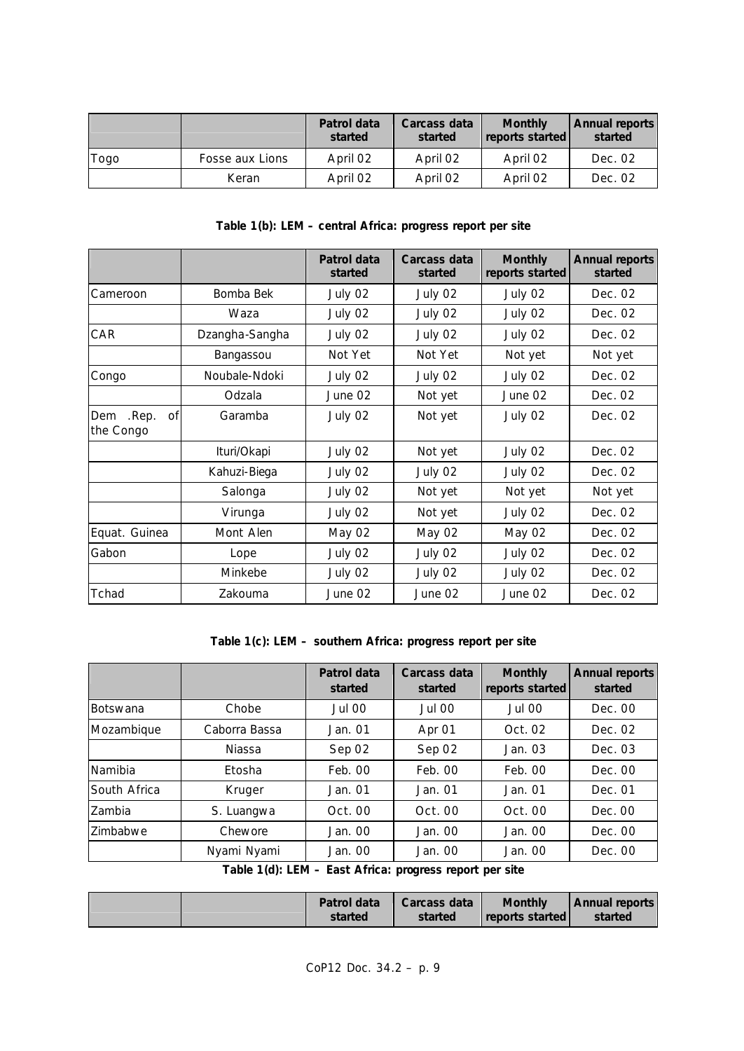| | | Patrol data started | Carcass data started | Monthly reports started | Annual reports started |
|---|---|---|---|---|---|
| Togo | Fosse aux Lions | April 02 | April 02 | April 02 | Dec. 02 |
| | Keran | April 02 | April 02 | April 02 | Dec. 02 |

**Table 1(b): LEM – central Africa: progress report per site**

| | | Patrol data started | Carcass data started | Monthly reports started | Annual reports started |
|---|---|---|---|---|---|
| Cameroon | Bomba Bek | July 02 | July 02 | July 02 | Dec. 02 |
| | Waza | July 02 | July 02 | July 02 | Dec. 02 |
| CAR | Dzangha-Sangha | July 02 | July 02 | July 02 | Dec. 02 |
| | Bangassou | Not Yet | Not Yet | Not yet | Not yet |
| Congo | Noubale-Ndoki | July 02 | July 02 | July 02 | Dec. 02 |
| | Odzala | June 02 | Not yet | June 02 | Dec. 02 |
| Dem .Rep. of the Congo | Garamba | July 02 | Not yet | July 02 | Dec. 02 |
| | Ituri/Okapi | July 02 | Not yet | July 02 | Dec. 02 |
| | Kahuzi-Biega | July 02 | July 02 | July 02 | Dec. 02 |
| | Salonga | July 02 | Not yet | Not yet | Not yet |
| | Virunga | July 02 | Not yet | July 02 | Dec. 02 |
| Equat. Guinea | Mont Alen | May 02 | May 02 | May 02 | Dec. 02 |
| Gabon | Lope | July 02 | July 02 | July 02 | Dec. 02 |
| | Minkebe | July 02 | July 02 | July 02 | Dec. 02 |
| Tchad | Zakouma | June 02 | June 02 | June 02 | Dec. 02 |

**Table 1(c): LEM – southern Africa: progress report per site**

| | | Patrol data started | Carcass data started | Monthly reports started | Annual reports started |
|---|---|---|---|---|---|
| Botswana | Chobe | Jul 00 | Jul 00 | Jul 00 | Dec. 00 |
| Mozambique | Caborra Bassa | Jan. 01 | Apr 01 | Oct. 02 | Dec. 02 |
| | Niassa | Sep 02 | Sep 02 | Jan. 03 | Dec. 03 |
| Namibia | Etosha | Feb. 00 | Feb. 00 | Feb. 00 | Dec. 00 |
| South Africa | Kruger | Jan. 01 | Jan. 01 | Jan. 01 | Dec. 01 |
| Zambia | S. Luangwa | Oct. 00 | Oct. 00 | Oct. 00 | Dec. 00 |
| Zimbabwe | Chewore | Jan. 00 | Jan. 00 | Jan. 00 | Dec. 00 |
| | Nyami Nyami | Jan. 00 | Jan. 00 | Jan. 00 | Dec. 00 |

**Table 1(d): LEM – East Africa: progress report per site**

| | | Patrol data started | Carcass data started | Monthly reports started | Annual reports started |
|---|---|---|---|---|---|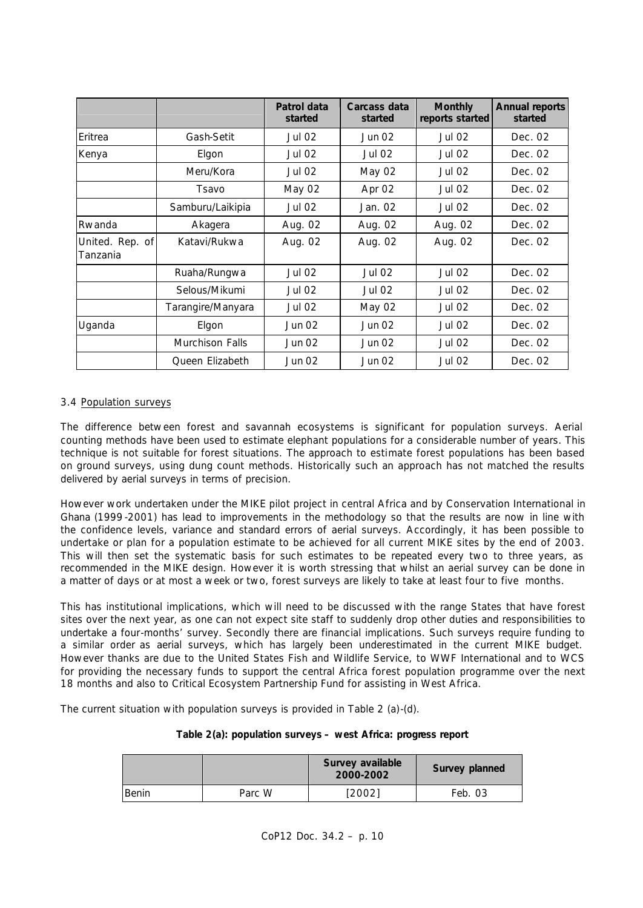| | | Patrol data started | Carcass data started | Monthly reports started | Annual reports started |
|---|---|---|---|---|---|
| Eritrea | Gash-Setit | Jul 02 | Jun 02 | Jul 02 | Dec. 02 |
| Kenya | Elgon | Jul 02 | Jul 02 | Jul 02 | Dec. 02 |
| | Meru/Kora | Jul 02 | May 02 | Jul 02 | Dec. 02 |
| | Tsavo | May 02 | Apr 02 | Jul 02 | Dec. 02 |
| | Samburu/Laikipia | Jul 02 | Jan. 02 | Jul 02 | Dec. 02 |
| Rwanda | Akagera | Aug. 02 | Aug. 02 | Aug. 02 | Dec. 02 |
| United. Rep. of Tanzania | Katavi/Rukwa | Aug. 02 | Aug. 02 | Aug. 02 | Dec. 02 |
| | Ruaha/Rungwa | Jul 02 | Jul 02 | Jul 02 | Dec. 02 |
| | Selous/Mikumi | Jul 02 | Jul 02 | Jul 02 | Dec. 02 |
| | Tarangire/Manyara | Jul 02 | May 02 | Jul 02 | Dec. 02 |
| Uganda | Elgon | Jun 02 | Jun 02 | Jul 02 | Dec. 02 |
| | Murchison Falls | Jun 02 | Jun 02 | Jul 02 | Dec. 02 |
| | Queen Elizabeth | Jun 02 | Jun 02 | Jul 02 | Dec. 02 |

3.4 Population surveys

The difference between forest and savannah ecosystems is significant for population surveys. Aerial counting methods have been used to estimate elephant populations for a considerable number of years. This technique is not suitable for forest situations. The approach to estimate forest populations has been based on ground surveys, using dung count methods. Historically such an approach has not matched the results delivered by aerial surveys in terms of precision.

However work undertaken under the MIKE pilot project in central Africa and by Conservation International in Ghana (1999-2001) has lead to improvements in the methodology so that the results are now in line with the confidence levels, variance and standard errors of aerial surveys. Accordingly, it has been possible to undertake or plan for a population estimate to be achieved for all current MIKE sites by the end of 2003. This will then set the systematic basis for such estimates to be repeated every two to three years, as recommended in the MIKE design. However it is worth stressing that whilst an aerial survey can be done in a matter of days or at most a week or two, forest surveys are likely to take at least four to five months.

This has institutional implications, which will need to be discussed with the range States that have forest sites over the next year, as one can not expect site staff to suddenly drop other duties and responsibilities to undertake a four-months' survey. Secondly there are financial implications. Such surveys require funding to a similar order as aerial surveys, which has largely been underestimated in the current MIKE budget. However thanks are due to the United States Fish and Wildlife Service, to WWF International and to WCS for providing the necessary funds to support the central Africa forest population programme over the next 18 months and also to Critical Ecosystem Partnership Fund for assisting in West Africa.

The current situation with population surveys is provided in Table 2 (a)-(d).

**Table 2(a): population surveys – west Africa: progress report**

| | | Survey available 2000-2002 | Survey planned |
|---|---|---|---|
| Benin | Parc W | [2002] | Feb. 03 |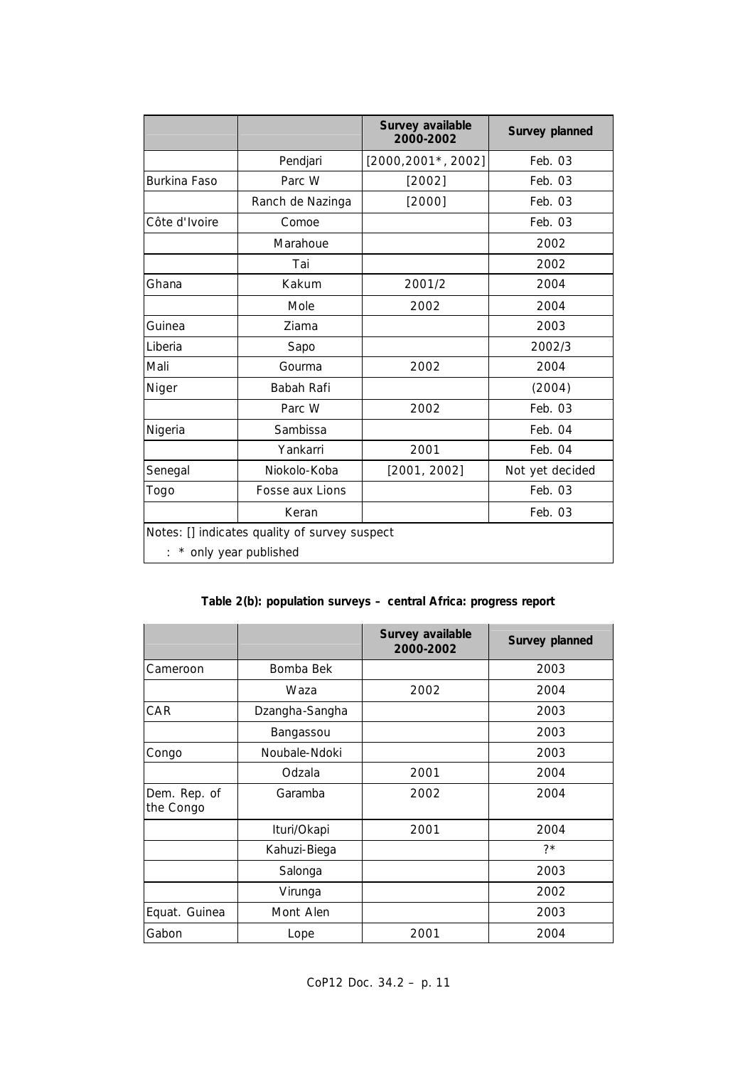| | | Survey available 2000-2002 | Survey planned |
|---|---|---|---|
| | Pendjari | [2000,2001*, 2002] | Feb. 03 |
| Burkina Faso | Parc W | [2002] | Feb. 03 |
| | Ranch de Nazinga | [2000] | Feb. 03 |
| Côte d'Ivoire | Comoe | | Feb. 03 |
| | Marahoue | | 2002 |
| | Tai | | 2002 |
| Ghana | Kakum | 2001/2 | 2004 |
| | Mole | 2002 | 2004 |
| Guinea | Ziama | | 2003 |
| Liberia | Sapo | | 2002/3 |
| Mali | Gourma | 2002 | 2004 |
| Niger | Babah Rafi | | (2004) |
| | Parc W | 2002 | Feb. 03 |
| Nigeria | Sambissa | | Feb. 04 |
| | Yankarri | 2001 | Feb. 04 |
| Senegal | Niokolo-Koba | [2001, 2002] | Not yet decided |
| Togo | Fosse aux Lions | | Feb. 03 |
| | Keran | | Feb. 03 |

Notes: [] indicates quality of survey suspect

: * only year published

**Table 2(b): population surveys – central Africa: progress report**

| | | Survey available 2000-2002 | Survey planned |
|---|---|---|---|
| Cameroon | Bomba Bek | | 2003 |
| | Waza | 2002 | 2004 |
| CAR | Dzangha-Sangha | | 2003 |
| | Bangassou | | 2003 |
| Congo | Noubale-Ndoki | | 2003 |
| | Odzala | 2001 | 2004 |
| Dem. Rep. of the Congo | Garamba | 2002 | 2004 |
| | Ituri/Okapi | 2001 | 2004 |
| | Kahuzi-Biega | | ?* |
| | Salonga | | 2003 |
| | Virunga | | 2002 |
| Equat. Guinea | Mont Alen | | 2003 |
| Gabon | Lope | 2001 | 2004 |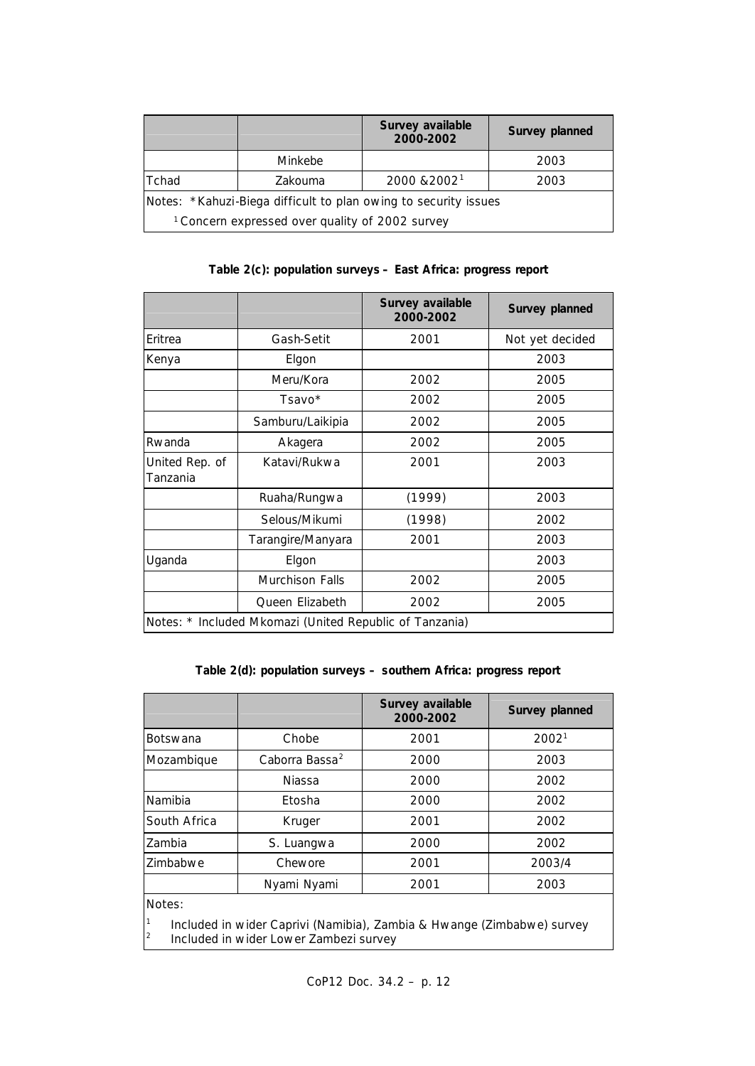| | | Survey available 2000-2002 | Survey planned |
|---|---|---|---|
| | Minkebe | | 2003 |
| Tchad | Zakouma | 2000 &2002[1] | 2003 |

Notes: *Kahuzi-Biega difficult to plan owing to security issues

[1] Concern expressed over quality of 2002 survey

**Table 2(c): population surveys – East Africa: progress report**

| | | Survey available 2000-2002 | Survey planned |
|---|---|---|---|
| Eritrea | Gash-Setit | 2001 | Not yet decided |
| Kenya | Elgon | | 2003 |
| | Meru/Kora | 2002 | 2005 |
| | Tsavo* | 2002 | 2005 |
| | Samburu/Laikipia | 2002 | 2005 |
| Rwanda | Akagera | 2002 | 2005 |
| United Rep. of Tanzania | Katavi/Rukwa | 2001 | 2003 |
| | Ruaha/Rungwa | (1999) | 2003 |
| | Selous/Mikumi | (1998) | 2002 |
| | Tarangire/Manyara | 2001 | 2003 |
| Uganda | Elgon | | 2003 |
| | Murchison Falls | 2002 | 2005 |
| | Queen Elizabeth | 2002 | 2005 |

Notes: * Included Mkomazi (United Republic of Tanzania)

**Table 2(d): population surveys – southern Africa: progress report**

| | | Survey available 2000-2002 | Survey planned |
|---|---|---|---|
| Botswana | Chobe | 2001 | 2002[1] |
| Mozambique | Caborra Bassa[2] | 2000 | 2003 |
| | Niassa | 2000 | 2002 |
| Namibia | Etosha | 2000 | 2002 |
| South Africa | Kruger | 2001 | 2002 |
| Zambia | S. Luangwa | 2000 | 2002 |
| Zimbabwe | Chewore | 2001 | 2003/4 |
| | Nyami Nyami | 2001 | 2003 |

Notes:

[1] Included in wider Caprivi (Namibia), Zambia & Hwange (Zimbabwe) survey

[2] Included in wider Lower Zambezi survey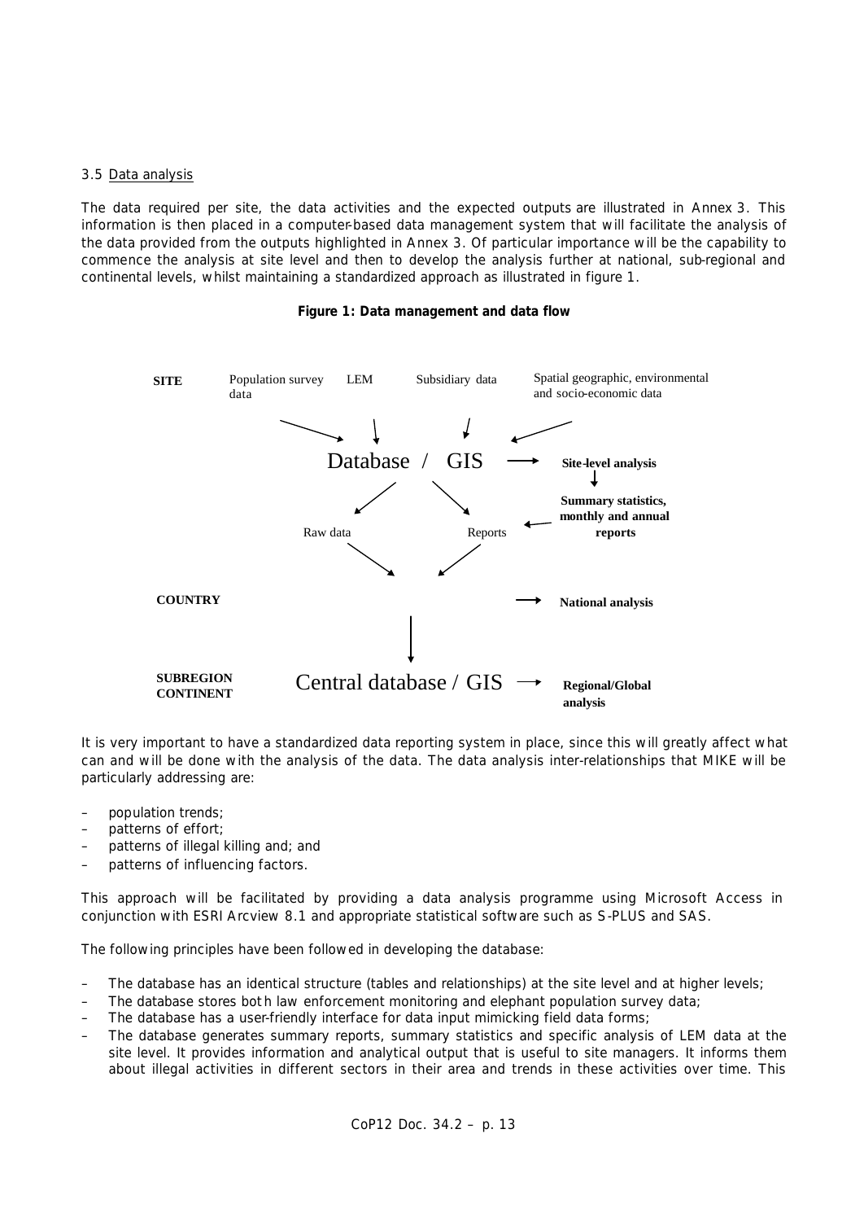3.5 Data analysis

The data required per site, the data activities and the expected outputs are illustrated in Annex 3. This information is then placed in a computer-based data management system that will facilitate the analysis of the data provided from the outputs highlighted in Annex 3. Of particular importance will be the capability to commence the analysis at site level and then to develop the analysis further at national, sub-regional and continental levels, whilst maintaining a standardized approach as illustrated in figure 1.

**Figure 1: Data management and data flow**

**SITE** — Population survey data; LEM; Subsidiary data; Spatial geographic, environmental and socio-economic data → Database / GIS → **Site-level analysis** → **Summary statistics, monthly and annual reports**

Database / GIS → Raw data; Reports

**COUNTRY** → **National analysis**

**SUBREGION CONTINENT** — Central database / GIS → **Regional/Global analysis**

It is very important to have a standardized data reporting system in place, since this will greatly affect what can and will be done with the analysis of the data. The data analysis inter-relationships that MIKE will be particularly addressing are:

– population trends;
– patterns of effort;
– patterns of illegal killing and; and
– patterns of influencing factors.

This approach will be facilitated by providing a data analysis programme using Microsoft Access in conjunction with ESRI Arcview 8.1 and appropriate statistical software such as S-PLUS and SAS.

The following principles have been followed in developing the database:

– The database has an identical structure (tables and relationships) at the site level and at higher levels;
– The database stores both law enforcement monitoring and elephant population survey data;
– The database has a user-friendly interface for data input mimicking field data forms;
– The database generates summary reports, summary statistics and specific analysis of LEM data at the site level. It provides information and analytical output that is useful to site managers. It informs them about illegal activities in different sectors in their area and trends in these activities over time. This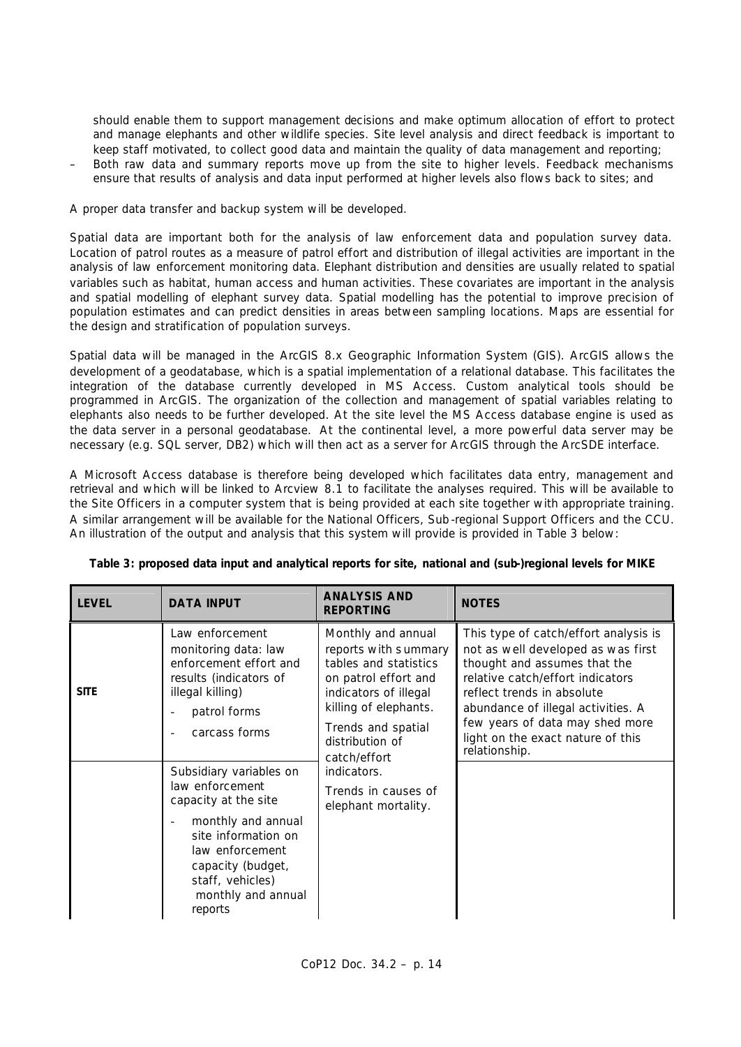should enable them to support management decisions and make optimum allocation of effort to protect and manage elephants and other wildlife species. Site level analysis and direct feedback is important to keep staff motivated, to collect good data and maintain the quality of data management and reporting;

– Both raw data and summary reports move up from the site to higher levels. Feedback mechanisms ensure that results of analysis and data input performed at higher levels also flows back to sites; and

A proper data transfer and backup system will be developed.

Spatial data are important both for the analysis of law enforcement data and population survey data. Location of patrol routes as a measure of patrol effort and distribution of illegal activities are important in the analysis of law enforcement monitoring data. Elephant distribution and densities are usually related to spatial variables such as habitat, human access and human activities. These covariates are important in the analysis and spatial modelling of elephant survey data. Spatial modelling has the potential to improve precision of population estimates and can predict densities in areas between sampling locations. Maps are essential for the design and stratification of population surveys.

Spatial data will be managed in the ArcGIS 8.x Geographic Information System (GIS). ArcGIS allows the development of a geodatabase, which is a spatial implementation of a relational database. This facilitates the integration of the database currently developed in MS Access. Custom analytical tools should be programmed in ArcGIS. The organization of the collection and management of spatial variables relating to elephants also needs to be further developed. At the site level the MS Access database engine is used as the data server in a personal geodatabase. At the continental level, a more powerful data server may be necessary (e.g. SQL server, DB2) which will then act as a server for ArcGIS through the ArcSDE interface.

A Microsoft Access database is therefore being developed which facilitates data entry, management and retrieval and which will be linked to Arcview 8.1 to facilitate the analyses required. This will be available to the Site Officers in a computer system that is being provided at each site together with appropriate training. A similar arrangement will be available for the National Officers, Sub-regional Support Officers and the CCU. An illustration of the output and analysis that this system will provide is provided in Table 3 below:

**Table 3: proposed data input and analytical reports for site, national and (sub-)regional levels for MIKE**

| LEVEL | DATA INPUT | ANALYSIS AND REPORTING | NOTES |
|---|---|---|---|
| **SITE** | Law enforcement monitoring data: law enforcement effort and results (indicators of illegal killing)<br>- patrol forms<br>- carcass forms | Monthly and annual reports with summary tables and statistics on patrol effort and indicators of illegal killing of elephants.<br>Trends and spatial distribution of catch/effort indicators.<br>Trends in causes of elephant mortality. | This type of catch/effort analysis is not as well developed as was first thought and assumes that the relative catch/effort indicators reflect trends in absolute abundance of illegal activities. A few years of data may shed more light on the exact nature of this relationship. |
| | Subsidiary variables on law enforcement capacity at the site<br>- monthly and annual site information on law enforcement capacity (budget, staff, vehicles) monthly and annual reports | | |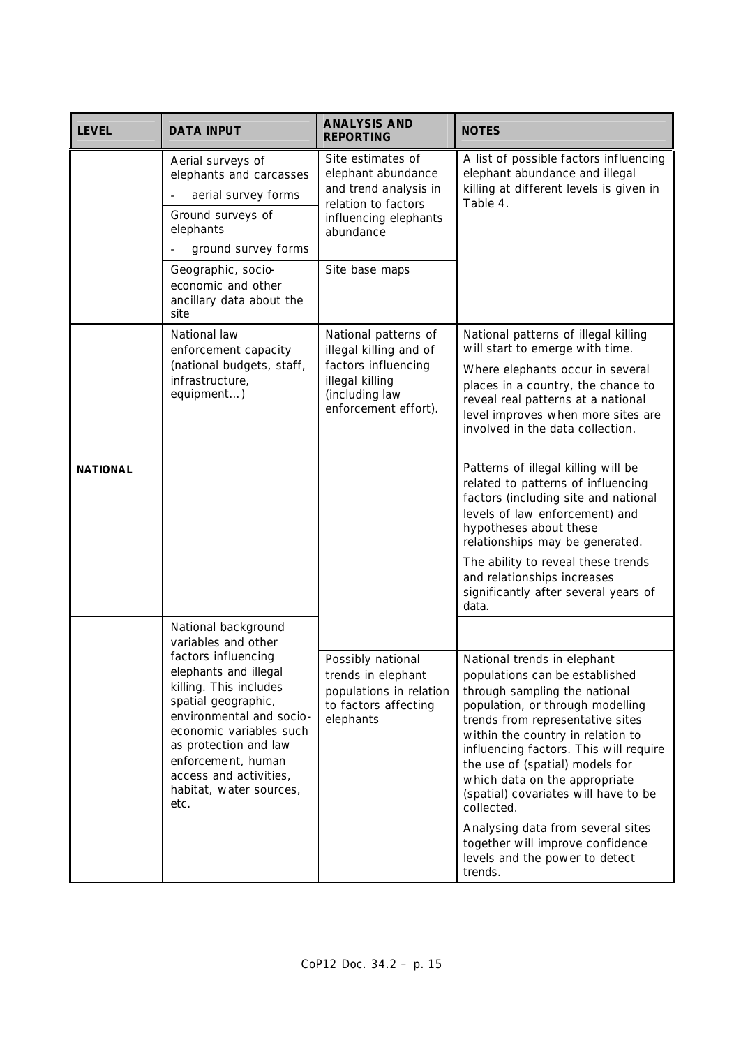| LEVEL | DATA INPUT | ANALYSIS AND REPORTING | NOTES |
|---|---|---|---|
| | Aerial surveys of elephants and carcasses<br>- aerial survey forms<br>Ground surveys of elephants<br>- ground survey forms | Site estimates of elephant abundance and trend analysis in relation to factors influencing elephants abundance | A list of possible factors influencing elephant abundance and illegal killing at different levels is given in Table 4. |
| | Geographic, socio-economic and other ancillary data about the site | Site base maps | |
| **NATIONAL** | National law enforcement capacity (national budgets, staff, infrastructure, equipment…) | National patterns of illegal killing and of factors influencing illegal killing (including law enforcement effort). | National patterns of illegal killing will start to emerge with time.<br>Where elephants occur in several places in a country, the chance to reveal real patterns at a national level improves when more sites are involved in the data collection.<br>Patterns of illegal killing will be related to patterns of influencing factors (including site and national levels of law enforcement) and hypotheses about these relationships may be generated.<br>The ability to reveal these trends and relationships increases significantly after several years of data. |
| | National background variables and other factors influencing elephants and illegal killing. This includes spatial geographic, environmental and socio-economic variables such as protection and law enforcement, human access and activities, habitat, water sources, etc. | Possibly national trends in elephant populations in relation to factors affecting elephants | National trends in elephant populations can be established through sampling the national population, or through modelling trends from representative sites within the country in relation to influencing factors. This will require the use of (spatial) models for which data on the appropriate (spatial) covariates will have to be collected.<br>Analysing data from several sites together will improve confidence levels and the power to detect trends. |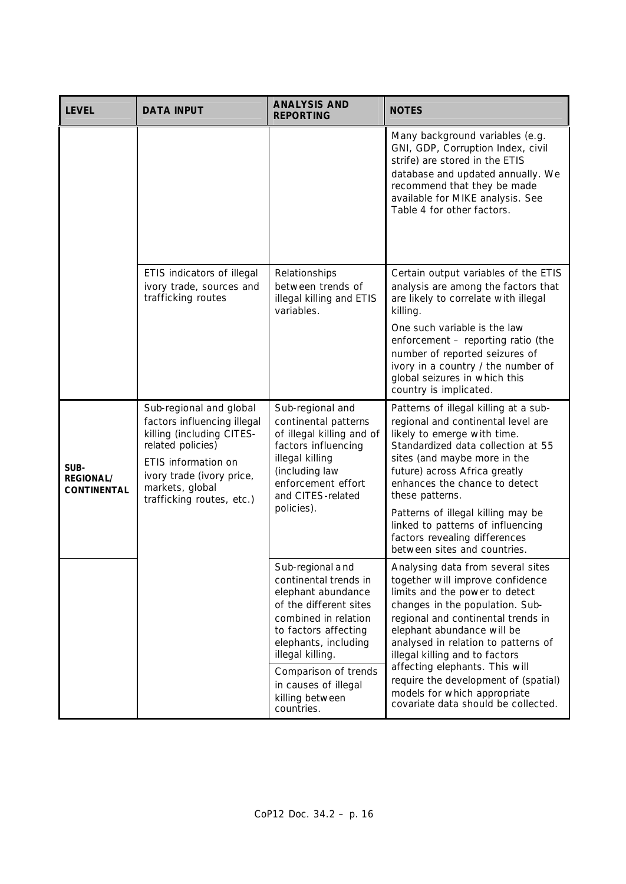| LEVEL | DATA INPUT | ANALYSIS AND REPORTING | NOTES |
|---|---|---|---|
| | | | Many background variables (e.g. GNI, GDP, Corruption Index, civil strife) are stored in the ETIS database and updated annually. We recommend that they be made available for MIKE analysis. See Table 4 for other factors. |
| | ETIS indicators of illegal ivory trade, sources and trafficking routes | Relationships between trends of illegal killing and ETIS variables. | Certain output variables of the ETIS analysis are among the factors that are likely to correlate with illegal killing.<br>One such variable is the law enforcement – reporting ratio (the number of reported seizures of ivory in a country / the number of global seizures in which this country is implicated. |
| **SUB-REGIONAL/ CONTINENTAL** | Sub-regional and global factors influencing illegal killing (including CITES-related policies)<br>ETIS information on ivory trade (ivory price, markets, global trafficking routes, etc.) | Sub-regional and continental patterns of illegal killing and of factors influencing illegal killing (including law enforcement effort and CITES-related policies). | Patterns of illegal killing at a sub-regional and continental level are likely to emerge with time. Standardized data collection at 55 sites (and maybe more in the future) across Africa greatly enhances the chance to detect these patterns.<br>Patterns of illegal killing may be linked to patterns of influencing factors revealing differences between sites and countries. |
| | | Sub-regional and continental trends in elephant abundance of the different sites combined in relation to factors affecting elephants, including illegal killing.<br>Comparison of trends in causes of illegal killing between countries. | Analysing data from several sites together will improve confidence limits and the power to detect changes in the population. Sub-regional and continental trends in elephant abundance will be analysed in relation to patterns of illegal killing and to factors affecting elephants. This will require the development of (spatial) models for which appropriate covariate data should be collected. |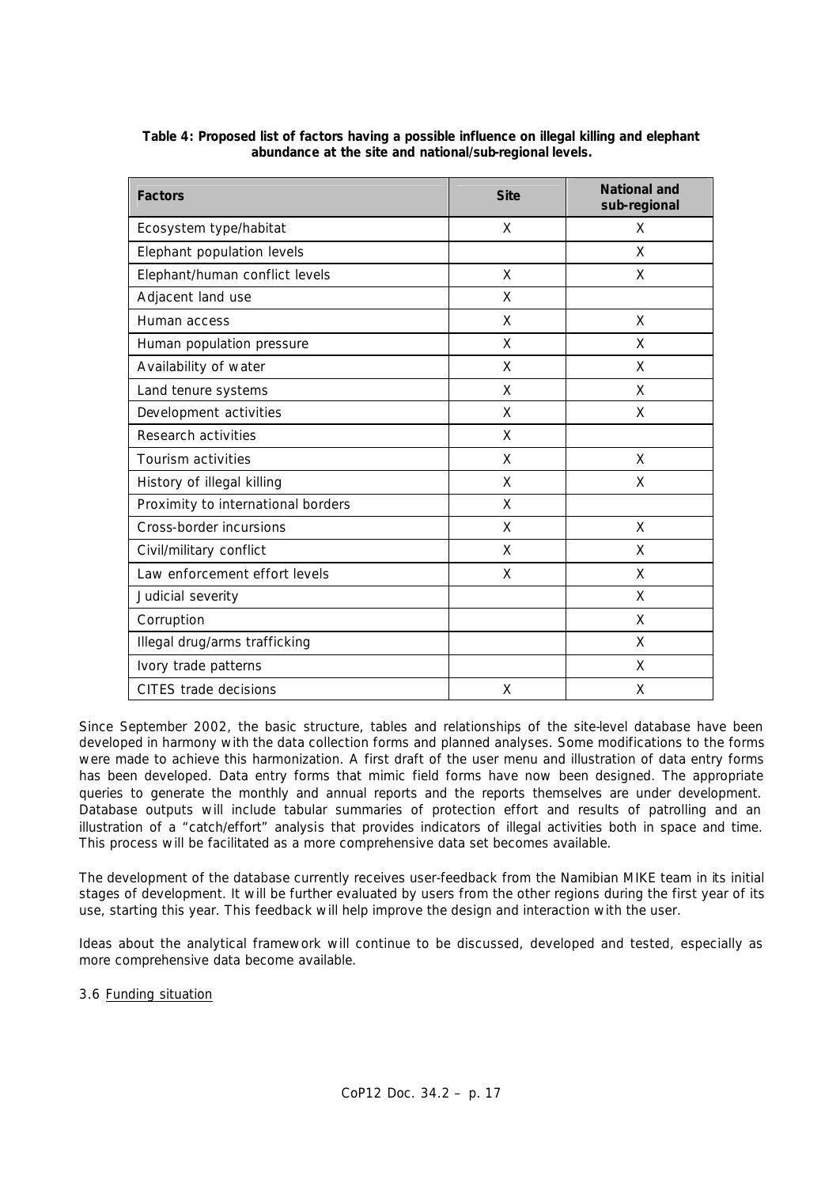**Table 4: Proposed list of factors having a possible influence on illegal killing and elephant abundance at the site and national/sub-regional levels.**

| Factors | Site | National and sub-regional |
|---|---|---|
| Ecosystem type/habitat | X | X |
| Elephant population levels | | X |
| Elephant/human conflict levels | X | X |
| Adjacent land use | X | |
| Human access | X | X |
| Human population pressure | X | X |
| Availability of water | X | X |
| Land tenure systems | X | X |
| Development activities | X | X |
| Research activities | X | |
| Tourism activities | X | X |
| History of illegal killing | X | X |
| Proximity to international borders | X | |
| Cross-border incursions | X | X |
| Civil/military conflict | X | X |
| Law enforcement effort levels | X | X |
| Judicial severity | | X |
| Corruption | | X |
| Illegal drug/arms trafficking | | X |
| Ivory trade patterns | | X |
| CITES trade decisions | X | X |

Since September 2002, the basic structure, tables and relationships of the site-level database have been developed in harmony with the data collection forms and planned analyses. Some modifications to the forms were made to achieve this harmonization. A first draft of the user menu and illustration of data entry forms has been developed. Data entry forms that mimic field forms have now been designed. The appropriate queries to generate the monthly and annual reports and the reports themselves are under development. Database outputs will include tabular summaries of protection effort and results of patrolling and an illustration of a "catch/effort" analysis that provides indicators of illegal activities both in space and time. This process will be facilitated as a more comprehensive data set becomes available.

The development of the database currently receives user-feedback from the Namibian MIKE team in its initial stages of development. It will be further evaluated by users from the other regions during the first year of its use, starting this year. This feedback will help improve the design and interaction with the user.

Ideas about the analytical framework will continue to be discussed, developed and tested, especially as more comprehensive data become available.

3.6 Funding situation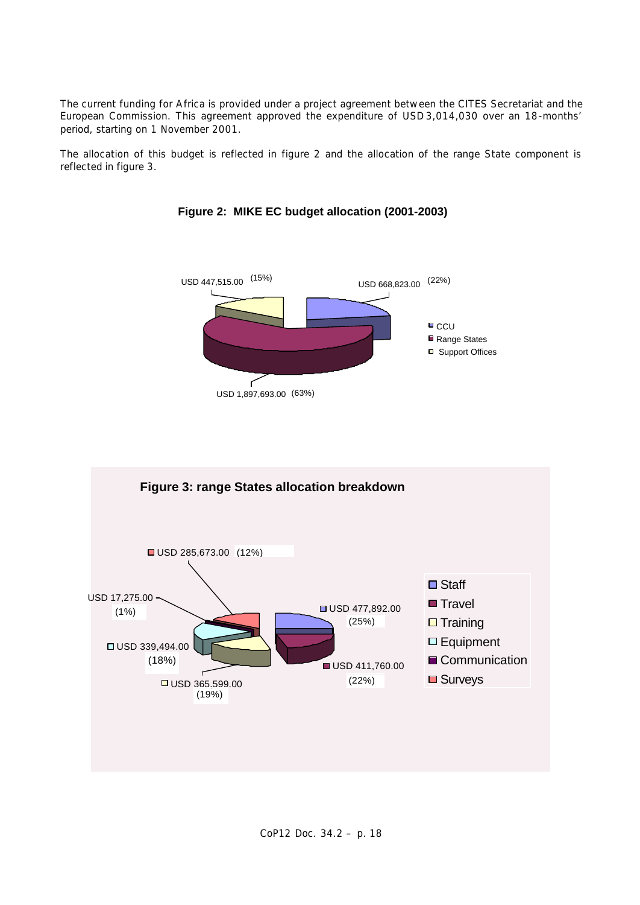The current funding for Africa is provided under a project agreement between the CITES Secretariat and the European Commission. This agreement approved the expenditure of USD 3,014,030 over an 18-months' period, starting on 1 November 2001.

The allocation of this budget is reflected in figure 2 and the allocation of the range State component is reflected in figure 3.

**Figure 2: MIKE EC budget allocation (2001-2003)**

| Component | Amount | Share |
|---|---|---|
| CCU | USD 668,823.00 | (22%) |
| Range States | USD 1,897,693.00 | (63%) |
| Support Offices | USD 447,515.00 | (15%) |

**Figure 3: range States allocation breakdown**

| Category | Amount | Share |
|---|---|---|
| Staff | USD 477,892.00 | (25%) |
| Travel | USD 411,760.00 | (22%) |
| Training | USD 365,599.00 | (19%) |
| Equipment | USD 339,494.00 | (18%) |
| Communication | USD 17,275.00 | (1%) |
| Surveys | USD 285,673.00 | (12%) |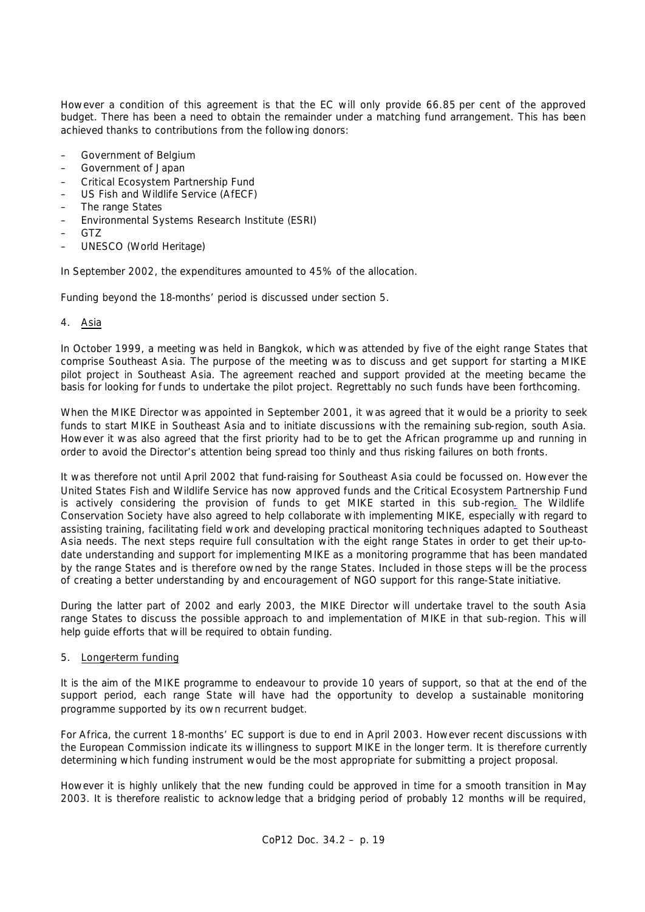However a condition of this agreement is that the EC will only provide 66.85 per cent of the approved budget. There has been a need to obtain the remainder under a matching fund arrangement. This has been achieved thanks to contributions from the following donors:

- Government of Belgium
- Government of Japan
- Critical Ecosystem Partnership Fund
- US Fish and Wildlife Service (AfECF)
- The range States
- Environmental Systems Research Institute (ESRI)
- GTZ
- UNESCO (World Heritage)

In September 2002, the expenditures amounted to 45% of the allocation.

Funding beyond the 18-months' period is discussed under section 5.

4. Asia

In October 1999, a meeting was held in Bangkok, which was attended by five of the eight range States that comprise Southeast Asia. The purpose of the meeting was to discuss and get support for starting a MIKE pilot project in Southeast Asia. The agreement reached and support provided at the meeting became the basis for looking for funds to undertake the pilot project. Regrettably no such funds have been forthcoming.

When the MIKE Director was appointed in September 2001, it was agreed that it would be a priority to seek funds to start MIKE in Southeast Asia and to initiate discussions with the remaining sub-region, south Asia. However it was also agreed that the first priority had to be to get the African programme up and running in order to avoid the Director's attention being spread too thinly and thus risking failures on both fronts.

It was therefore not until April 2002 that fund-raising for Southeast Asia could be focussed on. However the United States Fish and Wildlife Service has now approved funds and the Critical Ecosystem Partnership Fund is actively considering the provision of funds to get MIKE started in this sub-region. The Wildlife Conservation Society have also agreed to help collaborate with implementing MIKE, especially with regard to assisting training, facilitating field work and developing practical monitoring techniques adapted to Southeast Asia needs. The next steps require full consultation with the eight range States in order to get their up-to-date understanding and support for implementing MIKE as a monitoring programme that has been mandated by the range States and is therefore owned by the range States. Included in those steps will be the process of creating a better understanding by and encouragement of NGO support for this range-State initiative.

During the latter part of 2002 and early 2003, the MIKE Director will undertake travel to the south Asia range States to discuss the possible approach to and implementation of MIKE in that sub-region. This will help guide efforts that will be required to obtain funding.

5. Longer-term funding

It is the aim of the MIKE programme to endeavour to provide 10 years of support, so that at the end of the support period, each range State will have had the opportunity to develop a sustainable monitoring programme supported by its own recurrent budget.

For Africa, the current 18-months' EC support is due to end in April 2003. However recent discussions with the European Commission indicate its willingness to support MIKE in the longer term. It is therefore currently determining which funding instrument would be the most appropriate for submitting a project proposal.

However it is highly unlikely that the new funding could be approved in time for a smooth transition in May 2003. It is therefore realistic to acknowledge that a bridging period of probably 12 months will be required,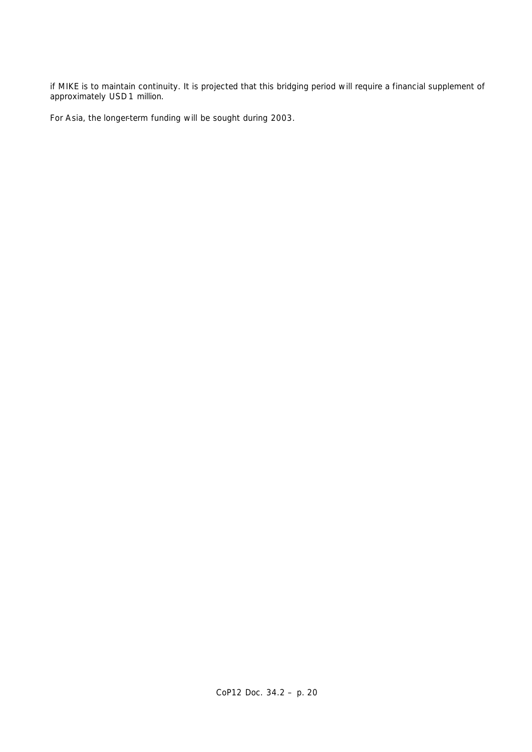if MIKE is to maintain continuity. It is projected that this bridging period will require a financial supplement of approximately USD 1 million.

For Asia, the longer-term funding will be sought during 2003.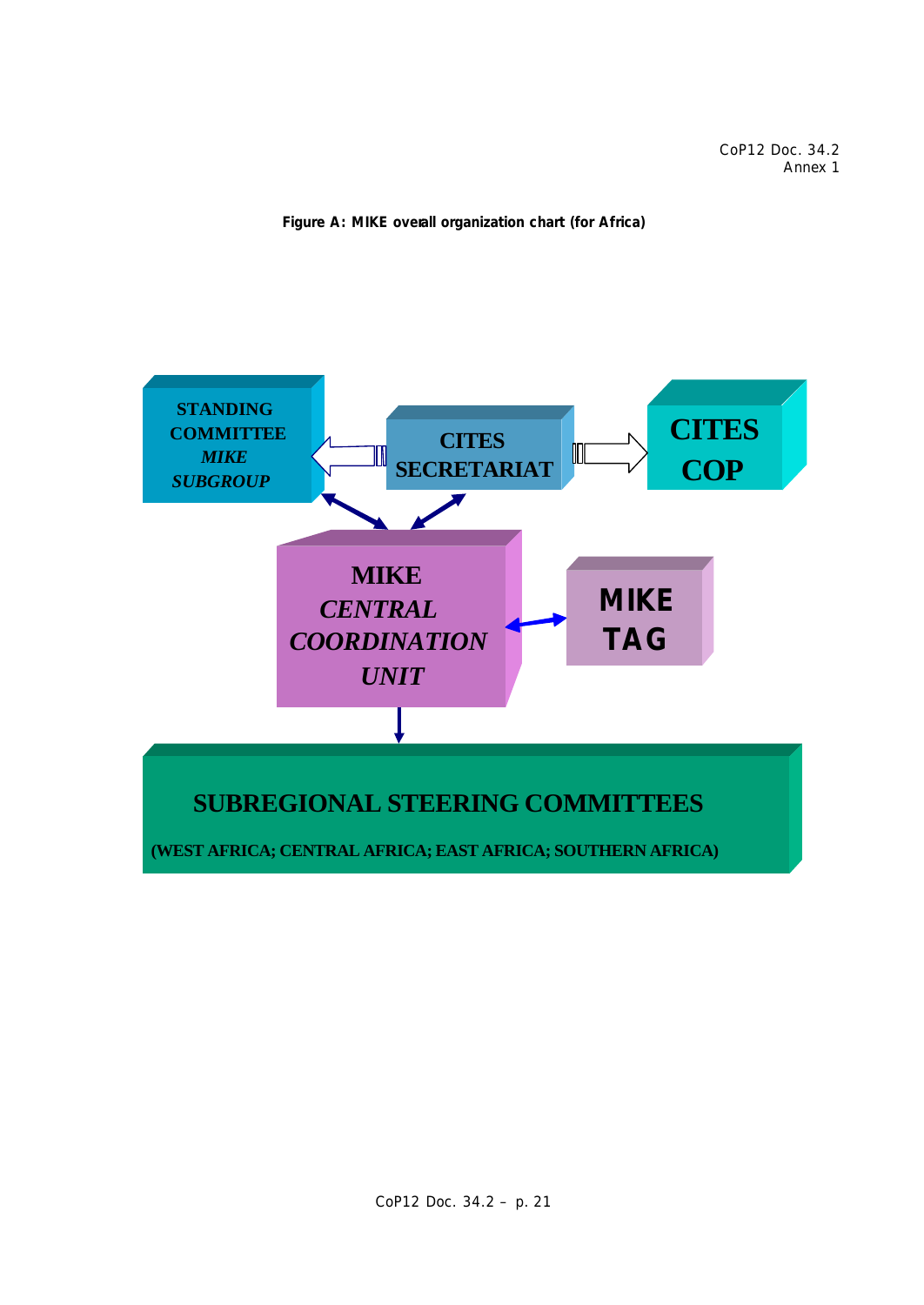Figure A: MIKE overall organization chart (for Africa)

STANDING COMMITTEE *MIKE SUBGROUP*

CITES SECRETARIAT

CITES COP

MIKE *CENTRAL COORDINATION UNIT*

MIKE TAG

SUBREGIONAL STEERING COMMITTEES

(WEST AFRICA; CENTRAL AFRICA; EAST AFRICA; SOUTHERN AFRICA)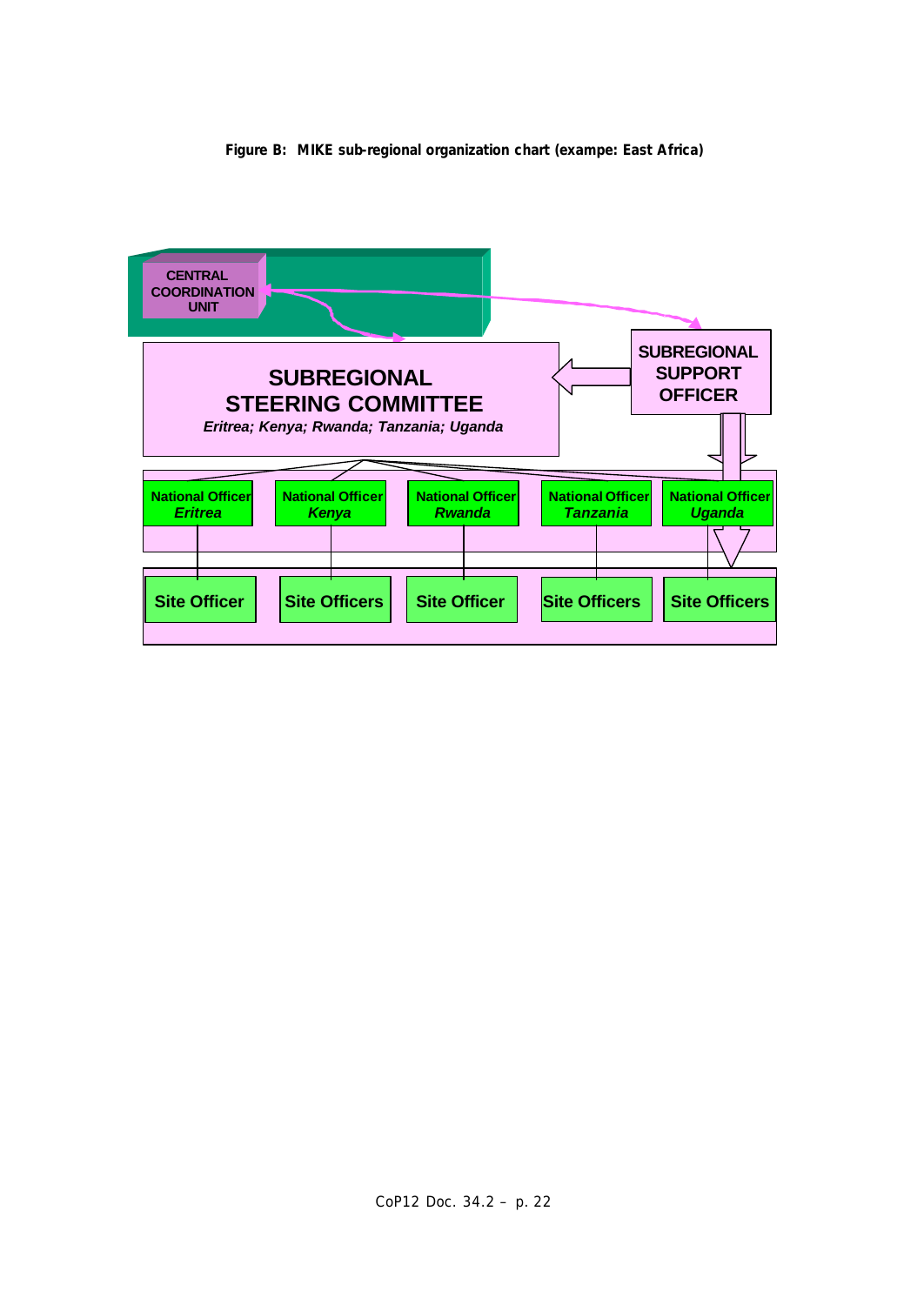**Figure B: MIKE sub-regional organization chart (exampe: East Africa)**

CENTRAL COORDINATION UNIT

SUBREGIONAL SUPPORT OFFICER

SUBREGIONAL STEERING COMMITTEE

*Eritrea; Kenya; Rwanda; Tanzania; Uganda*

| National Officer *Eritrea* | National Officer *Kenya* | National Officer *Rwanda* | National Officer *Tanzania* | National Officer *Uganda* |
|---|---|---|---|---|
| Site Officer | Site Officers | Site Officer | Site Officers | Site Officers |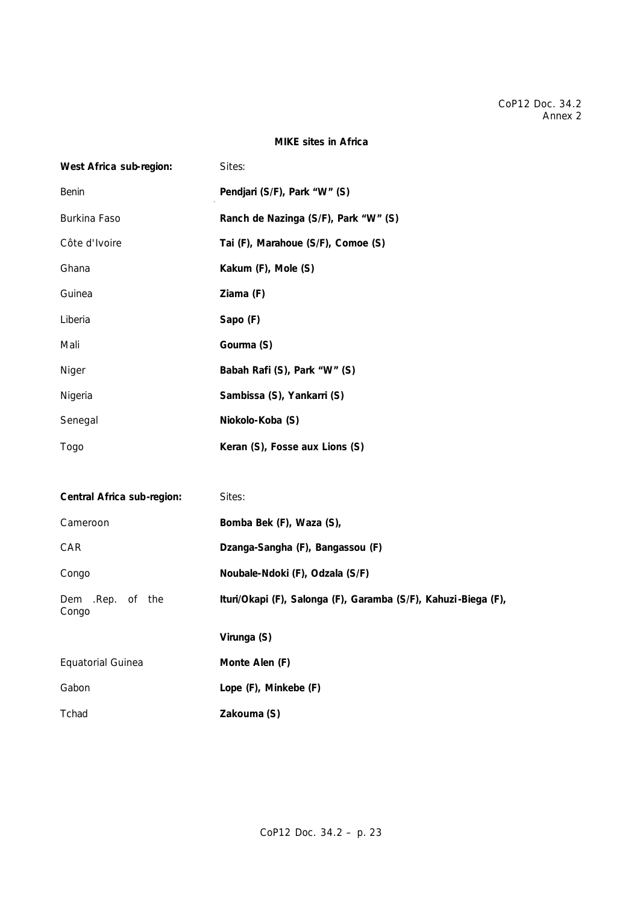CoP12 Doc. 34.2
Annex 2

**MIKE sites in Africa**

| **West Africa sub-region:** | Sites: |
| --- | --- |
| Benin | **Pendjari (S/F), Park "W" (S)** |
| Burkina Faso | **Ranch de Nazinga (S/F), Park "W" (S)** |
| Côte d'Ivoire | **Tai (F), Marahoue (S/F), Comoe (S)** |
| Ghana | **Kakum (F), Mole (S)** |
| Guinea | **Ziama (F)** |
| Liberia | **Sapo (F)** |
| Mali | **Gourma (S)** |
| Niger | **Babah Rafi (S), Park "W" (S)** |
| Nigeria | **Sambissa (S), Yankarri (S)** |
| Senegal | **Niokolo-Koba (S)** |
| Togo | **Keran (S), Fosse aux Lions (S)** |

| **Central Africa sub-region:** | Sites: |
| --- | --- |
| Cameroon | **Bomba Bek (F), Waza (S),** |
| CAR | **Dzanga-Sangha (F), Bangassou (F)** |
| Congo | **Noubale-Ndoki (F), Odzala (S/F)** |
| Dem .Rep. of the Congo | **Ituri/Okapi (F), Salonga (F), Garamba (S/F), Kahuzi-Biega (F),** |
| | **Virunga (S)** |
| Equatorial Guinea | **Monte Alen (F)** |
| Gabon | **Lope (F), Minkebe (F)** |
| Tchad | **Zakouma (S)** |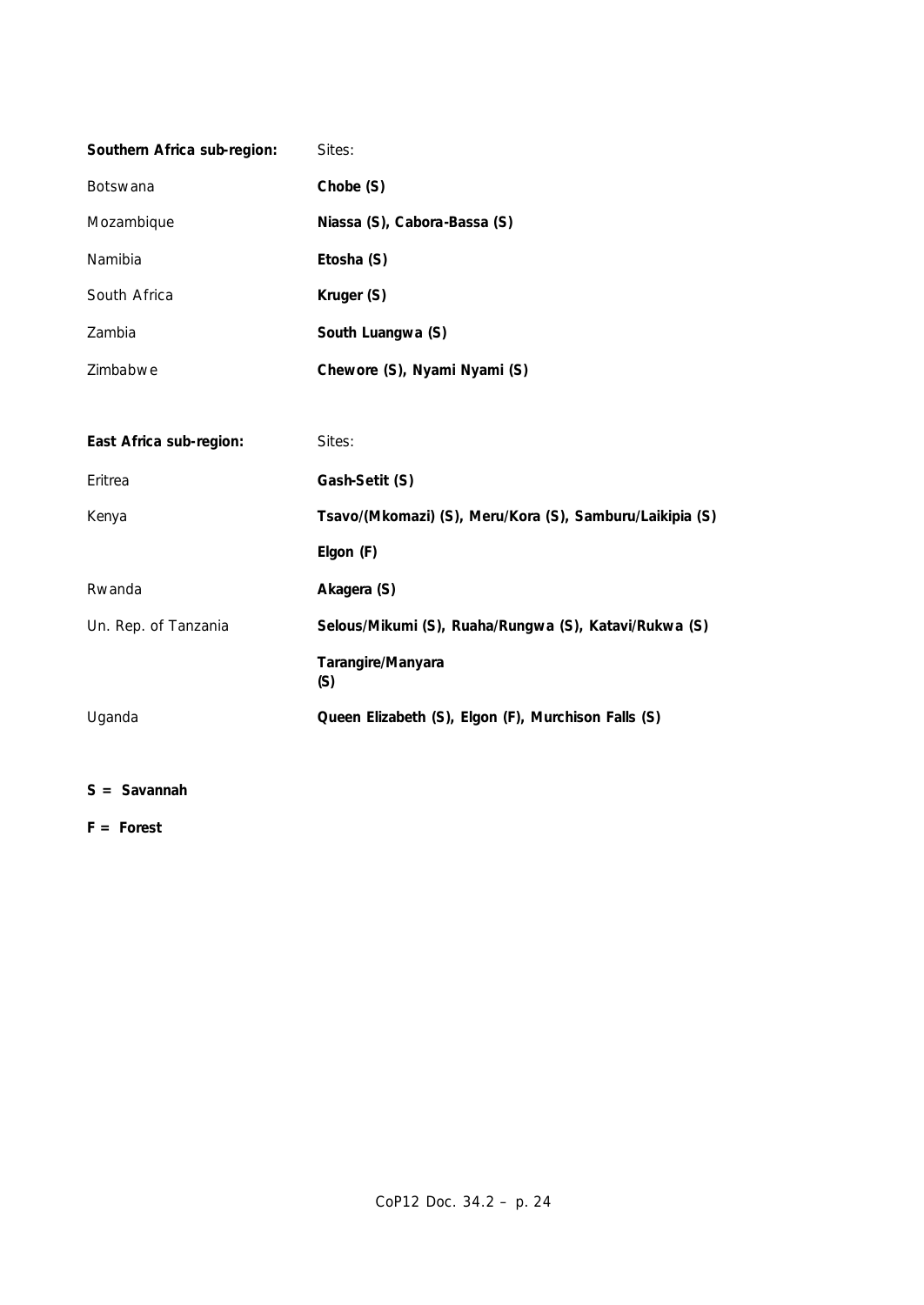| **Southern Africa sub-region:** | Sites: |
|---|---|
| Botswana | **Chobe (S)** |
| Mozambique | **Niassa (S), Cabora-Bassa (S)** |
| Namibia | **Etosha (S)** |
| South Africa | **Kruger (S)** |
| Zambia | **South Luangwa (S)** |
| Zimbabwe | **Chewore (S), Nyami Nyami (S)** |

| **East Africa sub-region:** | Sites: |
|---|---|
| Eritrea | **Gash-Setit (S)** |
| Kenya | **Tsavo/(Mkomazi) (S), Meru/Kora (S), Samburu/Laikipia (S)** |
| | **Elgon (F)** |
| Rwanda | **Akagera (S)** |
| Un. Rep. of Tanzania | **Selous/Mikumi (S), Ruaha/Rungwa (S), Katavi/Rukwa (S)** |
| | **Tarangire/Manyara (S)** |
| Uganda | **Queen Elizabeth (S), Elgon (F), Murchison Falls (S)** |

**S = Savannah**

**F = Forest**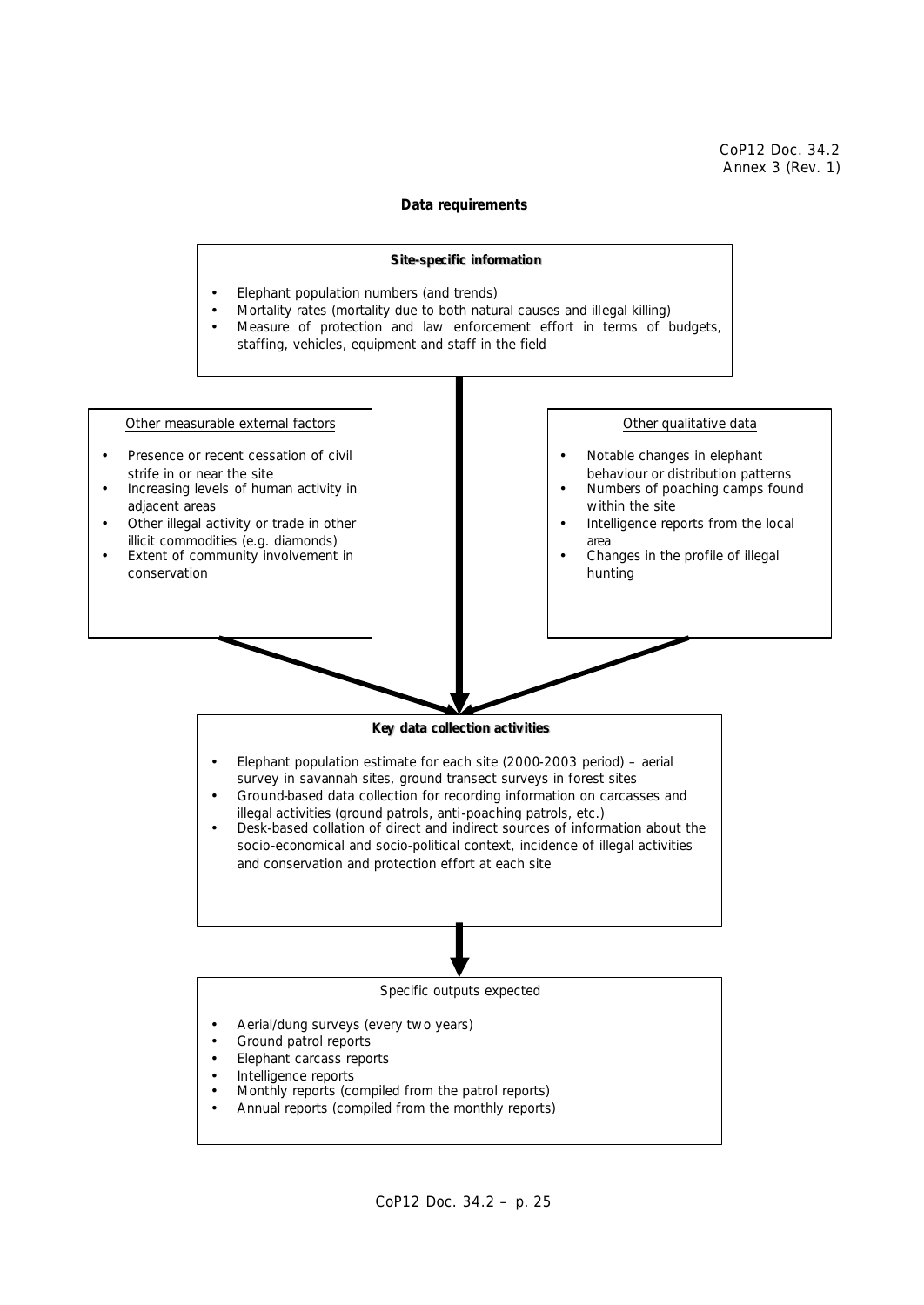CoP12 Doc. 34.2
Annex 3 (Rev. 1)

**Data requirements**

**Site-specific information**

- Elephant population numbers (and trends)
- Mortality rates (mortality due to both natural causes and illegal killing)
- Measure of protection and law enforcement effort in terms of budgets, staffing, vehicles, equipment and staff in the field

Other measurable external factors

- Presence or recent cessation of civil strife in or near the site
- Increasing levels of human activity in adjacent areas
- Other illegal activity or trade in other illicit commodities (e.g. diamonds)
- Extent of community involvement in conservation

Other qualitative data

- Notable changes in elephant behaviour or distribution patterns
- Numbers of poaching camps found within the site
- Intelligence reports from the local area
- Changes in the profile of illegal hunting

**Key data collection activities**

- Elephant population estimate for each site (2000-2003 period) – aerial survey in savannah sites, ground transect surveys in forest sites
- Ground-based data collection for recording information on carcasses and illegal activities (ground patrols, anti-poaching patrols, etc.)
- Desk-based collation of direct and indirect sources of information about the socio-economical and socio-political context, incidence of illegal activities and conservation and protection effort at each site

Specific outputs expected

- Aerial/dung surveys (every two years)
- Ground patrol reports
- Elephant carcass reports
- Intelligence reports
- Monthly reports (compiled from the patrol reports)
- Annual reports (compiled from the monthly reports)